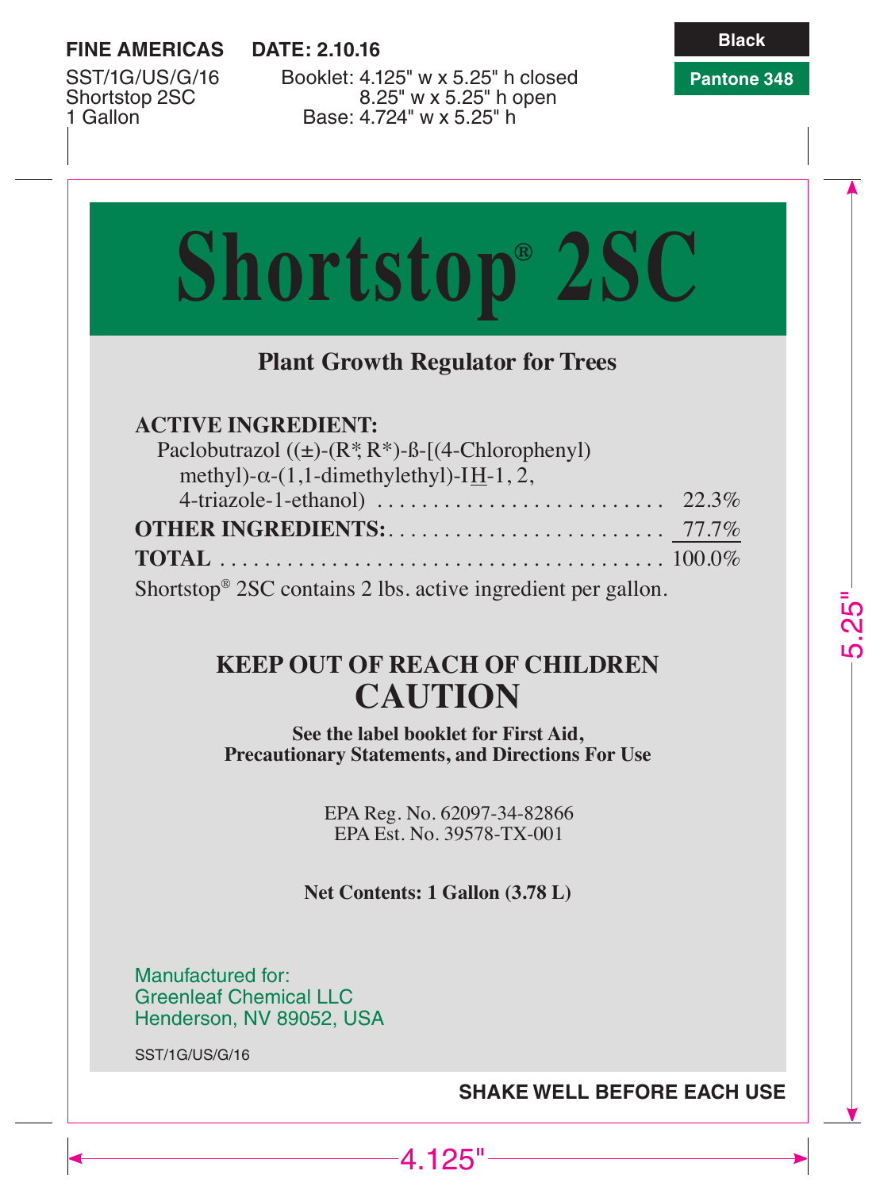FINE AMERICAS DATE: 2.10.16

SST/1G/US/G/16
Shortstop 2SC
1 Gallon

Booklet: 4.125" w x 5.25" h closed
8.25" w x 5.25" h open
Base: 4.724" w x 5.25" h

Black

Pantone 348

# Shortstop® 2SC

## Plant Growth Regulator for Trees

**ACTIVE INGREDIENT:**

Paclobutrazol ((±)-(R*,R*)-ß-[(4-Chlorophenyl) methyl)-α-(1,1-dimethylethyl)-IH-1, 2, 4-triazole-1-ethanol) .......... 22.3%

**OTHER INGREDIENTS:** .......... 77.7%

**TOTAL** .......... 100.0%

Shortstop® 2SC contains 2 lbs. active ingredient per gallon.

**KEEP OUT OF REACH OF CHILDREN**

**CAUTION**

**See the label booklet for First Aid, Precautionary Statements, and Directions For Use**

EPA Reg. No. 62097-34-82866
EPA Est. No. 39578-TX-001

**Net Contents: 1 Gallon (3.78 L)**

Manufactured for:
Greenleaf Chemical LLC
Henderson, NV 89052, USA

SST/1G/US/G/16

**SHAKE WELL BEFORE EACH USE**

5.25"

4.125"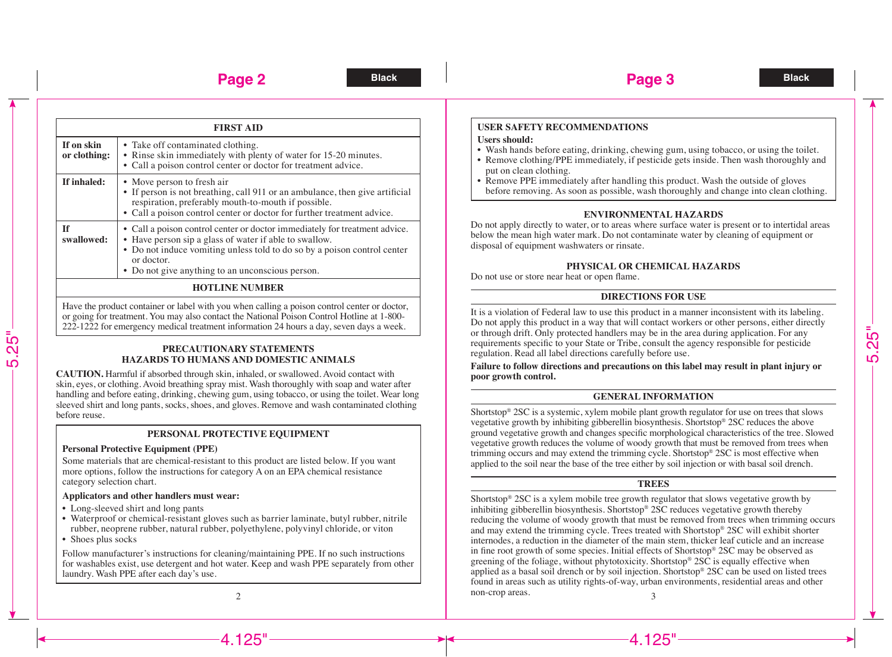## FIRST AID

| | |
|---|---|
| **If on skin or clothing:** | • Take off contaminated clothing.<br>• Rinse skin immediately with plenty of water for 15-20 minutes.<br>• Call a poison control center or doctor for treatment advice. |
| **If inhaled:** | • Move person to fresh air<br>• If person is not breathing, call 911 or an ambulance, then give artificial respiration, preferably mouth-to-mouth if possible.<br>• Call a poison control center or doctor for further treatment advice. |
| **If swallowed:** | • Call a poison control center or doctor immediately for treatment advice.<br>• Have person sip a glass of water if able to swallow.<br>• Do not induce vomiting unless told to do so by a poison control center or doctor.<br>• Do not give anything to an unconscious person. |

### HOTLINE NUMBER

Have the product container or label with you when calling a poison control center or doctor, or going for treatment. You may also contact the National Poison Control Hotline at 1-800-222-1222 for emergency medical treatment information 24 hours a day, seven days a week.

## PRECAUTIONARY STATEMENTS
## HAZARDS TO HUMANS AND DOMESTIC ANIMALS

**CAUTION.** Harmful if absorbed through skin, inhaled, or swallowed. Avoid contact with skin, eyes, or clothing. Avoid breathing spray mist. Wash thoroughly with soap and water after handling and before eating, drinking, chewing gum, using tobacco, or using the toilet. Wear long sleeved shirt and long pants, socks, shoes, and gloves. Remove and wash contaminated clothing before reuse.

### PERSONAL PROTECTIVE EQUIPMENT

**Personal Protective Equipment (PPE)**

Some materials that are chemical-resistant to this product are listed below. If you want more options, follow the instructions for category A on an EPA chemical resistance category selection chart.

**Applicators and other handlers must wear:**

- Long-sleeved shirt and long pants
- Waterproof or chemical-resistant gloves such as barrier laminate, butyl rubber, nitrile rubber, neoprene rubber, natural rubber, polyethylene, polyvinyl chloride, or viton
- Shoes plus socks

Follow manufacturer's instructions for cleaning/maintaining PPE. If no such instructions for washables exist, use detergent and hot water. Keep and wash PPE separately from other laundry. Wash PPE after each day's use.

### USER SAFETY RECOMMENDATIONS

**Users should:**

- Wash hands before eating, drinking, chewing gum, using tobacco, or using the toilet.
- Remove clothing/PPE immediately, if pesticide gets inside. Then wash thoroughly and put on clean clothing.
- Remove PPE immediately after handling this product. Wash the outside of gloves before removing. As soon as possible, wash thoroughly and change into clean clothing.

### ENVIRONMENTAL HAZARDS

Do not apply directly to water, or to areas where surface water is present or to intertidal areas below the mean high water mark. Do not contaminate water by cleaning of equipment or disposal of equipment washwaters or rinsate.

### PHYSICAL OR CHEMICAL HAZARDS

Do not use or store near heat or open flame.

## DIRECTIONS FOR USE

It is a violation of Federal law to use this product in a manner inconsistent with its labeling. Do not apply this product in a way that will contact workers or other persons, either directly or through drift. Only protected handlers may be in the area during application. For any requirements specific to your State or Tribe, consult the agency responsible for pesticide regulation. Read all label directions carefully before use.

**Failure to follow directions and precautions on this label may result in plant injury or poor growth control.**

### GENERAL INFORMATION

Shortstop® 2SC is a systemic, xylem mobile plant growth regulator for use on trees that slows vegetative growth by inhibiting gibberellin biosynthesis. Shortstop® 2SC reduces the above ground vegetative growth and changes specific morphological characteristics of the tree. Slowed vegetative growth reduces the volume of woody growth that must be removed from trees when trimming occurs and may extend the trimming cycle. Shortstop® 2SC is most effective when applied to the soil near the base of the tree either by soil injection or with basal soil drench.

### TREES

Shortstop® 2SC is a xylem mobile tree growth regulator that slows vegetative growth by inhibiting gibberellin biosynthesis. Shortstop® 2SC reduces vegetative growth thereby reducing the volume of woody growth that must be removed from trees when trimming occurs and may extend the trimming cycle. Trees treated with Shortstop® 2SC will exhibit shorter internodes, a reduction in the diameter of the main stem, thicker leaf cuticle and an increase in fine root growth of some species. Initial effects of Shortstop® 2SC may be observed as greening of the foliage, without phytotoxicity. Shortstop® 2SC is equally effective when applied as a basal soil drench or by soil injection. Shortstop® 2SC can be used on listed trees found in areas such as utility rights-of-way, urban environments, residential areas and other non-crop areas.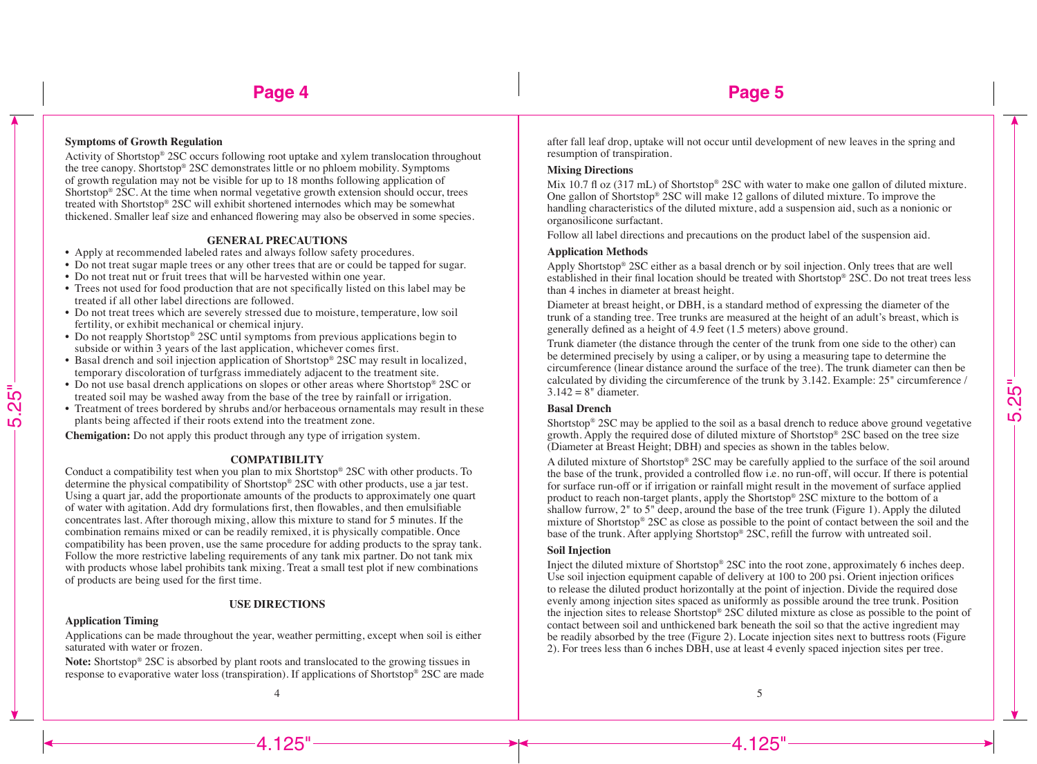### Symptoms of Growth Regulation

Activity of Shortstop® 2SC occurs following root uptake and xylem translocation throughout the tree canopy. Shortstop® 2SC demonstrates little or no phloem mobility. Symptoms of growth regulation may not be visible for up to 18 months following application of Shortstop® 2SC. At the time when normal vegetative growth extension should occur, trees treated with Shortstop® 2SC will exhibit shortened internodes which may be somewhat thickened. Smaller leaf size and enhanced flowering may also be observed in some species.

## GENERAL PRECAUTIONS

- Apply at recommended labeled rates and always follow safety procedures.
- Do not treat sugar maple trees or any other trees that are or could be tapped for sugar.
- Do not treat nut or fruit trees that will be harvested within one year.
- Trees not used for food production that are not specifically listed on this label may be treated if all other label directions are followed.
- Do not treat trees which are severely stressed due to moisture, temperature, low soil fertility, or exhibit mechanical or chemical injury.
- Do not reapply Shortstop® 2SC until symptoms from previous applications begin to subside or within 3 years of the last application, whichever comes first.
- Basal drench and soil injection application of Shortstop® 2SC may result in localized, temporary discoloration of turfgrass immediately adjacent to the treatment site.
- Do not use basal drench applications on slopes or other areas where Shortstop® 2SC or treated soil may be washed away from the base of the tree by rainfall or irrigation.
- Treatment of trees bordered by shrubs and/or herbaceous ornamentals may result in these plants being affected if their roots extend into the treatment zone.

**Chemigation:** Do not apply this product through any type of irrigation system.

## COMPATIBILITY

Conduct a compatibility test when you plan to mix Shortstop® 2SC with other products. To determine the physical compatibility of Shortstop® 2SC with other products, use a jar test. Using a quart jar, add the proportionate amounts of the products to approximately one quart of water with agitation. Add dry formulations first, then flowables, and then emulsifiable concentrates last. After thorough mixing, allow this mixture to stand for 5 minutes. If the combination remains mixed or can be readily remixed, it is physically compatible. Once compatibility has been proven, use the same procedure for adding products to the spray tank. Follow the more restrictive labeling requirements of any tank mix partner. Do not tank mix with products whose label prohibits tank mixing. Treat a small test plot if new combinations of products are being used for the first time.

## USE DIRECTIONS

### Application Timing

Applications can be made throughout the year, weather permitting, except when soil is either saturated with water or frozen.

**Note:** Shortstop® 2SC is absorbed by plant roots and translocated to the growing tissues in response to evaporative water loss (transpiration). If applications of Shortstop® 2SC are made after fall leaf drop, uptake will not occur until development of new leaves in the spring and resumption of transpiration.

### Mixing Directions

Mix 10.7 fl oz (317 mL) of Shortstop® 2SC with water to make one gallon of diluted mixture. One gallon of Shortstop® 2SC will make 12 gallons of diluted mixture. To improve the handling characteristics of the diluted mixture, add a suspension aid, such as a nonionic or organosilicone surfactant.

Follow all label directions and precautions on the product label of the suspension aid.

### Application Methods

Apply Shortstop® 2SC either as a basal drench or by soil injection. Only trees that are well established in their final location should be treated with Shortstop® 2SC. Do not treat trees less than 4 inches in diameter at breast height.

Diameter at breast height, or DBH, is a standard method of expressing the diameter of the trunk of a standing tree. Tree trunks are measured at the height of an adult's breast, which is generally defined as a height of 4.9 feet (1.5 meters) above ground.

Trunk diameter (the distance through the center of the trunk from one side to the other) can be determined precisely by using a caliper, or by using a measuring tape to determine the circumference (linear distance around the surface of the tree). The trunk diameter can then be calculated by dividing the circumference of the trunk by 3.142. Example: 25" circumference / 3.142 = 8" diameter.

### Basal Drench

Shortstop® 2SC may be applied to the soil as a basal drench to reduce above ground vegetative growth. Apply the required dose of diluted mixture of Shortstop® 2SC based on the tree size (Diameter at Breast Height; DBH) and species as shown in the tables below.

A diluted mixture of Shortstop® 2SC may be carefully applied to the surface of the soil around the base of the trunk, provided a controlled flow i.e. no run-off, will occur. If there is potential for surface run-off or if irrigation or rainfall might result in the movement of surface applied product to reach non-target plants, apply the Shortstop® 2SC mixture to the bottom of a shallow furrow, 2" to 5" deep, around the base of the tree trunk (Figure 1). Apply the diluted mixture of Shortstop® 2SC as close as possible to the point of contact between the soil and the base of the trunk. After applying Shortstop® 2SC, refill the furrow with untreated soil.

### Soil Injection

Inject the diluted mixture of Shortstop® 2SC into the root zone, approximately 6 inches deep. Use soil injection equipment capable of delivery at 100 to 200 psi. Orient injection orifices to release the diluted product horizontally at the point of injection. Divide the required dose evenly among injection sites spaced as uniformly as possible around the tree trunk. Position the injection sites to release Shortstop® 2SC diluted mixture as close as possible to the point of contact between soil and unthickened bark beneath the soil so that the active ingredient may be readily absorbed by the tree (Figure 2). Locate injection sites next to buttress roots (Figure 2). For trees less than 6 inches DBH, use at least 4 evenly spaced injection sites per tree.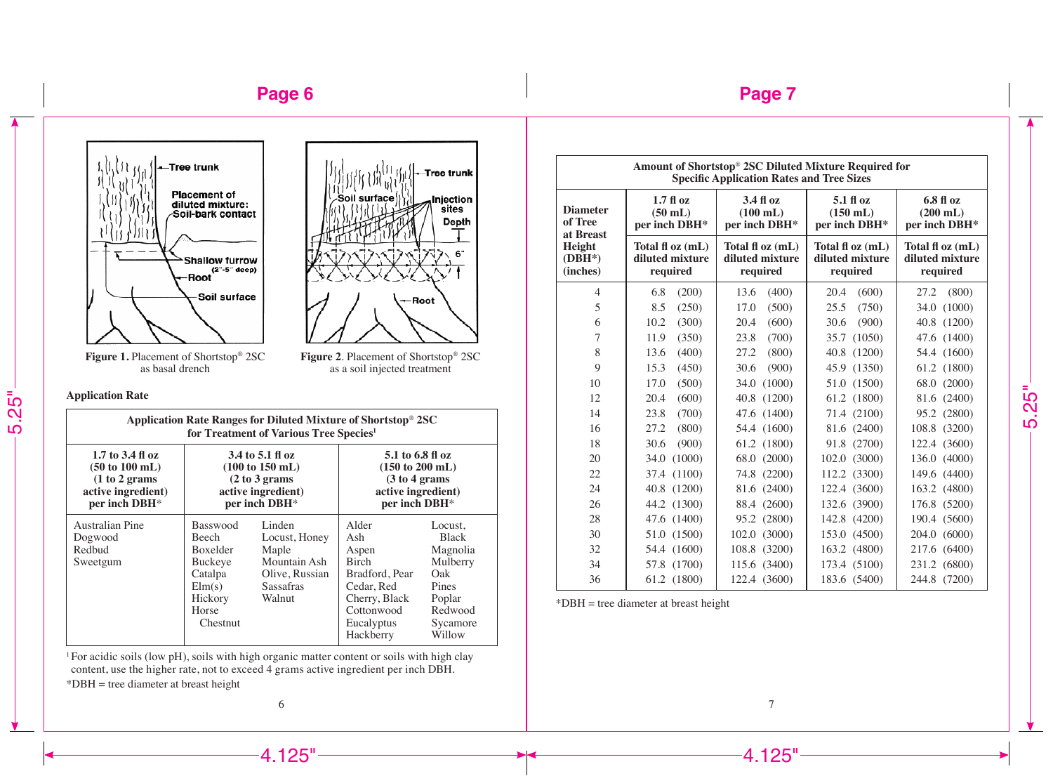Figure 1. Placement of Shortstop® 2SC as basal drench

Figure 2. Placement of Shortstop® 2SC as a soil injected treatment

**Application Rate**

| Application Rate Ranges for Diluted Mixture of Shortstop® 2SC for Treatment of Various Tree Species[1] | | |
|---|---|---|
| **1.7 to 3.4 fl oz (50 to 100 mL) (1 to 2 grams active ingredient) per inch DBH*** | **3.4 to 5.1 fl oz (100 to 150 mL) (2 to 3 grams active ingredient) per inch DBH*** | **5.1 to 6.8 fl oz (150 to 200 mL) (3 to 4 grams active ingredient) per inch DBH*** |
| Australian Pine, Dogwood, Redbud, Sweetgum | Basswood, Beech, Boxelder, Buckeye, Catalpa, Elm(s), Hickory, Horse Chestnut, Linden, Locust, Honey, Maple, Mountain Ash, Olive, Russian, Sassafras, Walnut | Alder, Ash, Aspen, Birch, Bradford, Pear, Cedar, Red, Cherry, Black, Cottonwood, Eucalyptus, Hackberry, Locust, Black, Magnolia, Mulberry, Oak, Pines, Poplar, Redwood, Sycamore, Willow |

[1] For acidic soils (low pH), soils with high organic matter content or soils with high clay content, use the higher rate, not to exceed 4 grams active ingredient per inch DBH.

*DBH = tree diameter at breast height

| Amount of Shortstop® 2SC Diluted Mixture Required for Specific Application Rates and Tree Sizes | | | | |
|---|---|---|---|---|
| **Diameter of Tree at Breast Height (DBH*) (inches)** | **1.7 fl oz (50 mL) per inch DBH*** | **3.4 fl oz (100 mL) per inch DBH*** | **5.1 fl oz (150 mL) per inch DBH*** | **6.8 fl oz (200 mL) per inch DBH*** |
| | **Total fl oz (mL) diluted mixture required** | **Total fl oz (mL) diluted mixture required** | **Total fl oz (mL) diluted mixture required** | **Total fl oz (mL) diluted mixture required** |
| 4 | 6.8 (200) | 13.6 (400) | 20.4 (600) | 27.2 (800) |
| 5 | 8.5 (250) | 17.0 (500) | 25.5 (750) | 34.0 (1000) |
| 6 | 10.2 (300) | 20.4 (600) | 30.6 (900) | 40.8 (1200) |
| 7 | 11.9 (350) | 23.8 (700) | 35.7 (1050) | 47.6 (1400) |
| 8 | 13.6 (400) | 27.2 (800) | 40.8 (1200) | 54.4 (1600) |
| 9 | 15.3 (450) | 30.6 (900) | 45.9 (1350) | 61.2 (1800) |
| 10 | 17.0 (500) | 34.0 (1000) | 51.0 (1500) | 68.0 (2000) |
| 12 | 20.4 (600) | 40.8 (1200) | 61.2 (1800) | 81.6 (2400) |
| 14 | 23.8 (700) | 47.6 (1400) | 71.4 (2100) | 95.2 (2800) |
| 16 | 27.2 (800) | 54.4 (1600) | 81.6 (2400) | 108.8 (3200) |
| 18 | 30.6 (900) | 61.2 (1800) | 91.8 (2700) | 122.4 (3600) |
| 20 | 34.0 (1000) | 68.0 (2000) | 102.0 (3000) | 136.0 (4000) |
| 22 | 37.4 (1100) | 74.8 (2200) | 112.2 (3300) | 149.6 (4400) |
| 24 | 40.8 (1200) | 81.6 (2400) | 122.4 (3600) | 163.2 (4800) |
| 26 | 44.2 (1300) | 88.4 (2600) | 132.6 (3900) | 176.8 (5200) |
| 28 | 47.6 (1400) | 95.2 (2800) | 142.8 (4200) | 190.4 (5600) |
| 30 | 51.0 (1500) | 102.0 (3000) | 153.0 (4500) | 204.0 (6000) |
| 32 | 54.4 (1600) | 108.8 (3200) | 163.2 (4800) | 217.6 (6400) |
| 34 | 57.8 (1700) | 115.6 (3400) | 173.4 (5100) | 231.2 (6800) |
| 36 | 61.2 (1800) | 122.4 (3600) | 183.6 (5400) | 244.8 (7200) |

*DBH = tree diameter at breast height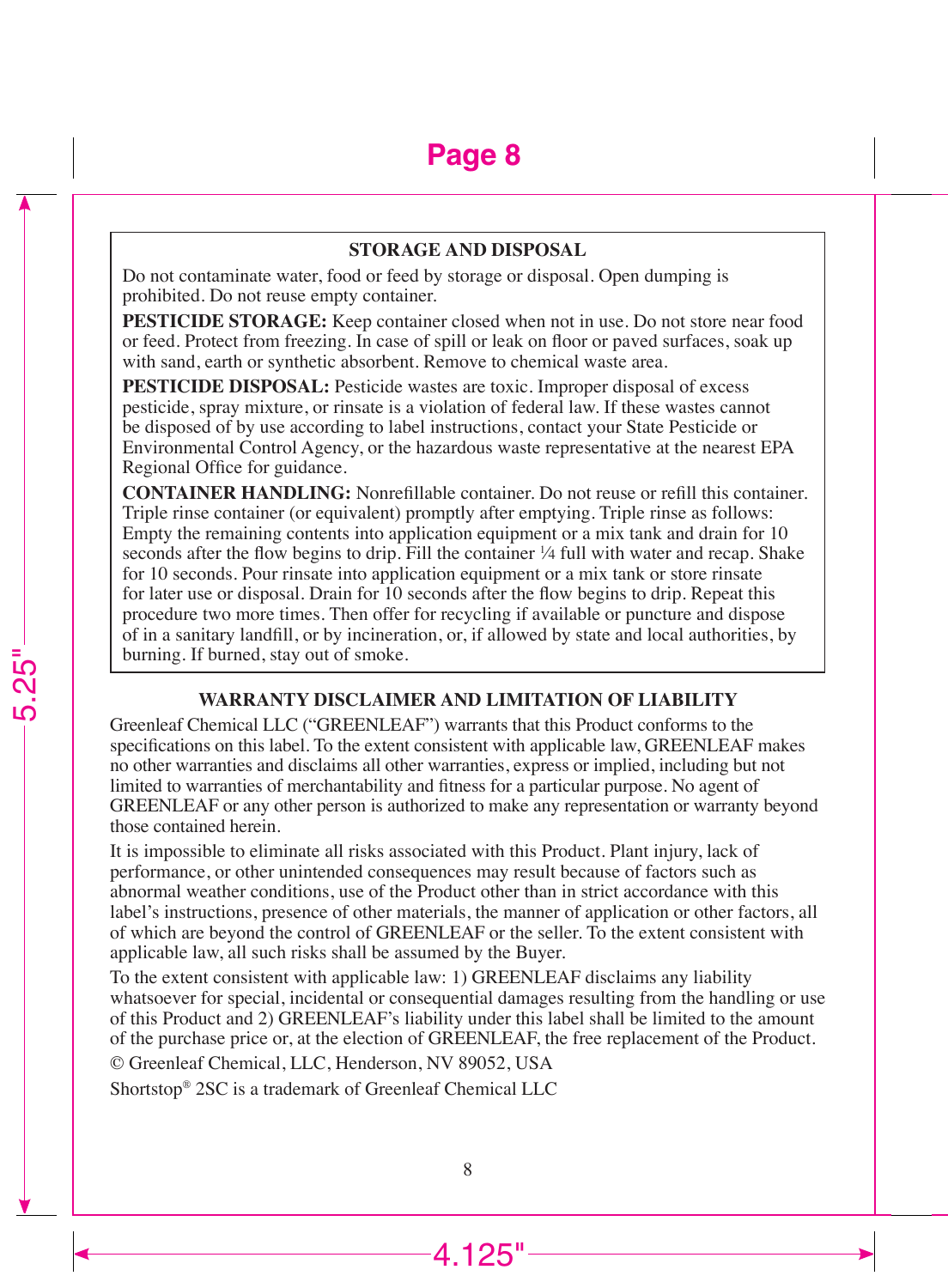## STORAGE AND DISPOSAL

Do not contaminate water, food or feed by storage or disposal. Open dumping is prohibited. Do not reuse empty container.

**PESTICIDE STORAGE:** Keep container closed when not in use. Do not store near food or feed. Protect from freezing. In case of spill or leak on floor or paved surfaces, soak up with sand, earth or synthetic absorbent. Remove to chemical waste area.

**PESTICIDE DISPOSAL:** Pesticide wastes are toxic. Improper disposal of excess pesticide, spray mixture, or rinsate is a violation of federal law. If these wastes cannot be disposed of by use according to label instructions, contact your State Pesticide or Environmental Control Agency, or the hazardous waste representative at the nearest EPA Regional Office for guidance.

**CONTAINER HANDLING:** Nonrefillable container. Do not reuse or refill this container. Triple rinse container (or equivalent) promptly after emptying. Triple rinse as follows: Empty the remaining contents into application equipment or a mix tank and drain for 10 seconds after the flow begins to drip. Fill the container ¼ full with water and recap. Shake for 10 seconds. Pour rinsate into application equipment or a mix tank or store rinsate for later use or disposal. Drain for 10 seconds after the flow begins to drip. Repeat this procedure two more times. Then offer for recycling if available or puncture and dispose of in a sanitary landfill, or by incineration, or, if allowed by state and local authorities, by burning. If burned, stay out of smoke.

## WARRANTY DISCLAIMER AND LIMITATION OF LIABILITY

Greenleaf Chemical LLC (“GREENLEAF”) warrants that this Product conforms to the specifications on this label. To the extent consistent with applicable law, GREENLEAF makes no other warranties and disclaims all other warranties, express or implied, including but not limited to warranties of merchantability and fitness for a particular purpose. No agent of GREENLEAF or any other person is authorized to make any representation or warranty beyond those contained herein.

It is impossible to eliminate all risks associated with this Product. Plant injury, lack of performance, or other unintended consequences may result because of factors such as abnormal weather conditions, use of the Product other than in strict accordance with this label’s instructions, presence of other materials, the manner of application or other factors, all of which are beyond the control of GREENLEAF or the seller. To the extent consistent with applicable law, all such risks shall be assumed by the Buyer.

To the extent consistent with applicable law: 1) GREENLEAF disclaims any liability whatsoever for special, incidental or consequential damages resulting from the handling or use of this Product and 2) GREENLEAF’s liability under this label shall be limited to the amount of the purchase price or, at the election of GREENLEAF, the free replacement of the Product.

© Greenleaf Chemical, LLC, Henderson, NV 89052, USA

Shortstop® 2SC is a trademark of Greenleaf Chemical LLC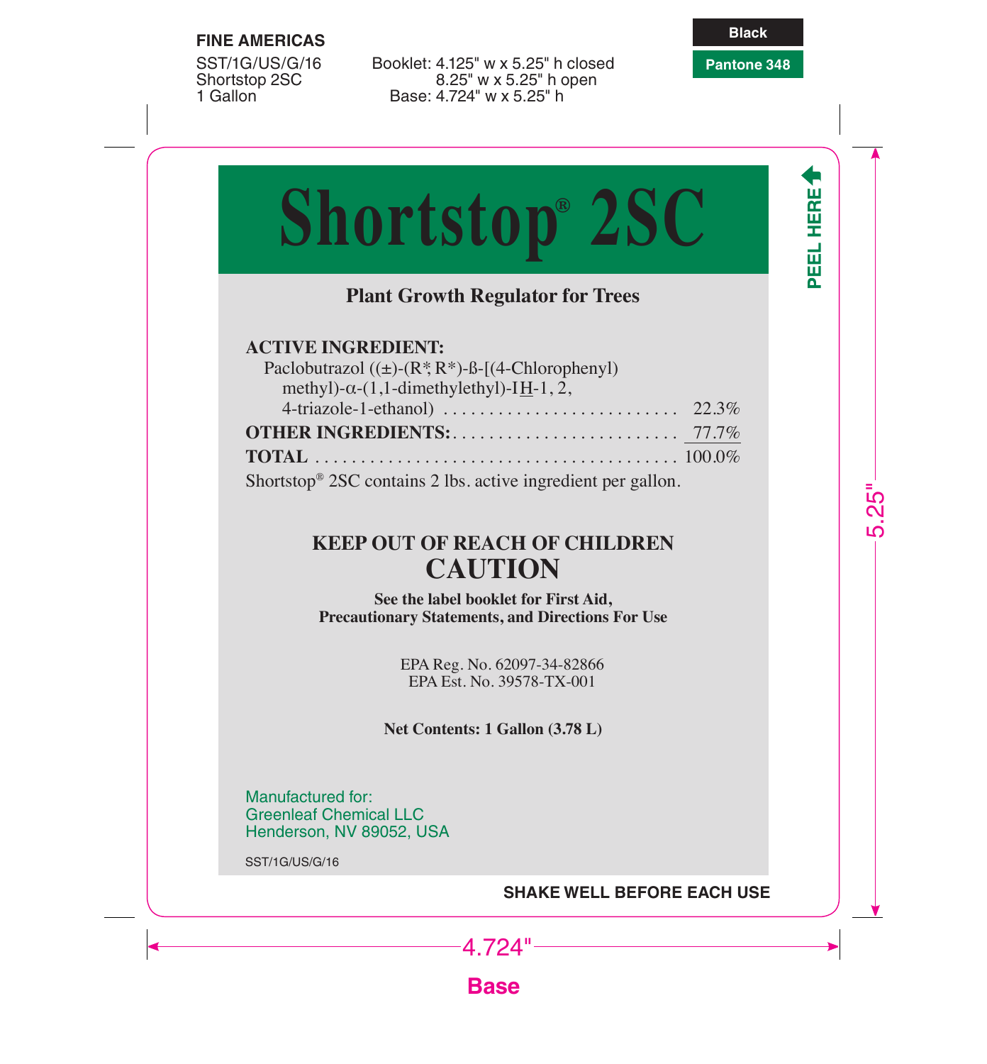FINE AMERICAS

SST/1G/US/G/16
Shortstop 2SC
1 Gallon

Booklet: 4.125" w x 5.25" h closed
8.25" w x 5.25" h open
Base: 4.724" w x 5.25" h

Black
Pantone 348

# Shortstop® 2SC

PEEL HERE

**Plant Growth Regulator for Trees**

| | |
|---|---|
| **ACTIVE INGREDIENT:** | |
| Paclobutrazol ((±)-(R*,R*)-ß-[(4-Chlorophenyl) methyl)-α-(1,1-dimethylethyl)-IH-1, 2, 4-triazole-1-ethanol) | 22.3% |
| **OTHER INGREDIENTS:** | 77.7% |
| **TOTAL** | 100.0% |

Shortstop® 2SC contains 2 lbs. active ingredient per gallon.

**KEEP OUT OF REACH OF CHILDREN**

## CAUTION

**See the label booklet for First Aid, Precautionary Statements, and Directions For Use**

EPA Reg. No. 62097-34-82866
EPA Est. No. 39578-TX-001

**Net Contents: 1 Gallon (3.78 L)**

Manufactured for:
Greenleaf Chemical LLC
Henderson, NV 89052, USA

SST/1G/US/G/16

**SHAKE WELL BEFORE EACH USE**

5.25"

4.724"

**Base**